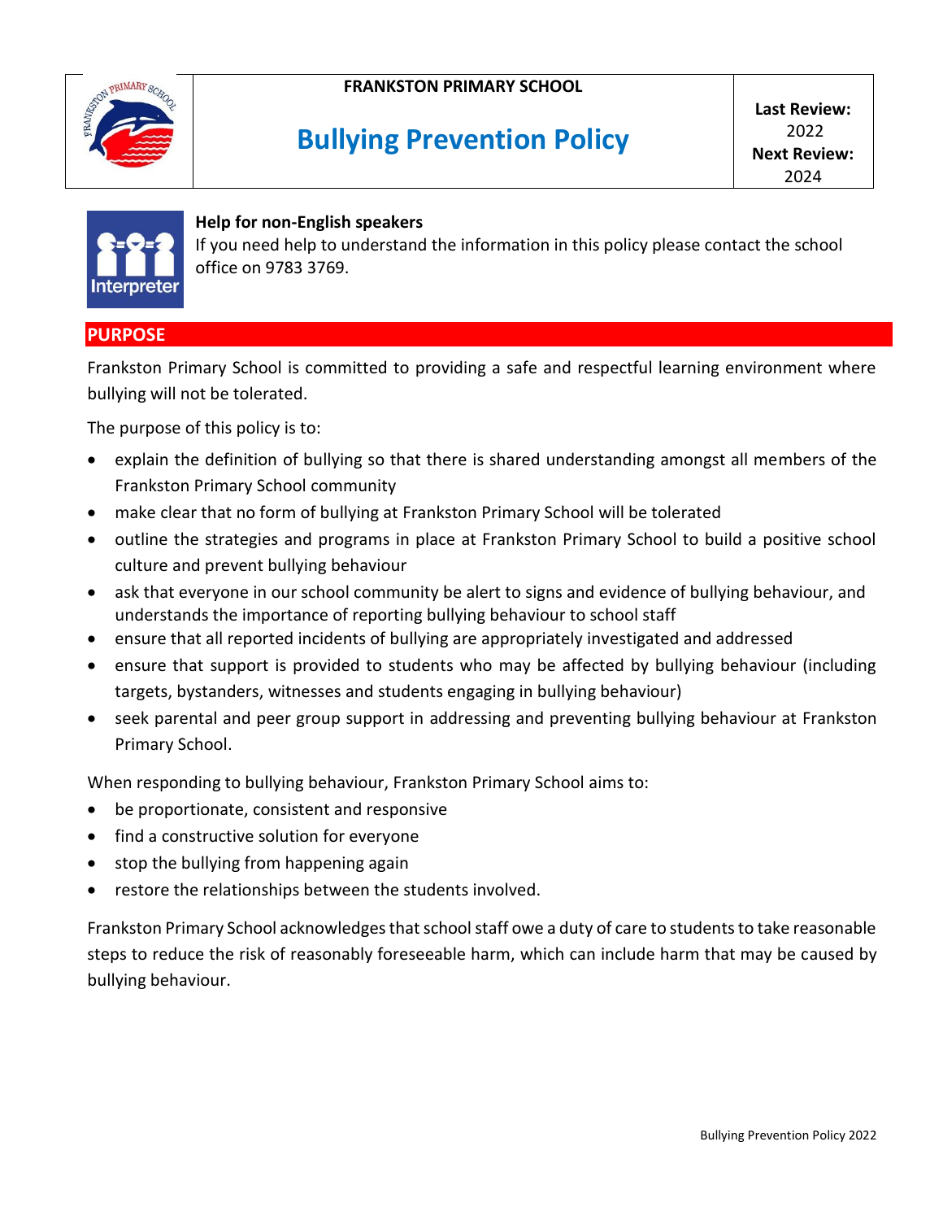FRANKSTON PRIMARY SCHOOL

# Bullying Prevention Policy

**Last Review:** 2022
**Next Review:** 2024

**Help for non-English speakers**
If you need help to understand the information in this policy please contact the school office on 9783 3769.

## PURPOSE

Frankston Primary School is committed to providing a safe and respectful learning environment where bullying will not be tolerated.

The purpose of this policy is to:

- explain the definition of bullying so that there is shared understanding amongst all members of the Frankston Primary School community
- make clear that no form of bullying at Frankston Primary School will be tolerated
- outline the strategies and programs in place at Frankston Primary School to build a positive school culture and prevent bullying behaviour
- ask that everyone in our school community be alert to signs and evidence of bullying behaviour, and understands the importance of reporting bullying behaviour to school staff
- ensure that all reported incidents of bullying are appropriately investigated and addressed
- ensure that support is provided to students who may be affected by bullying behaviour (including targets, bystanders, witnesses and students engaging in bullying behaviour)
- seek parental and peer group support in addressing and preventing bullying behaviour at Frankston Primary School.

When responding to bullying behaviour, Frankston Primary School aims to:

- be proportionate, consistent and responsive
- find a constructive solution for everyone
- stop the bullying from happening again
- restore the relationships between the students involved.

Frankston Primary School acknowledges that school staff owe a duty of care to students to take reasonable steps to reduce the risk of reasonably foreseeable harm, which can include harm that may be caused by bullying behaviour.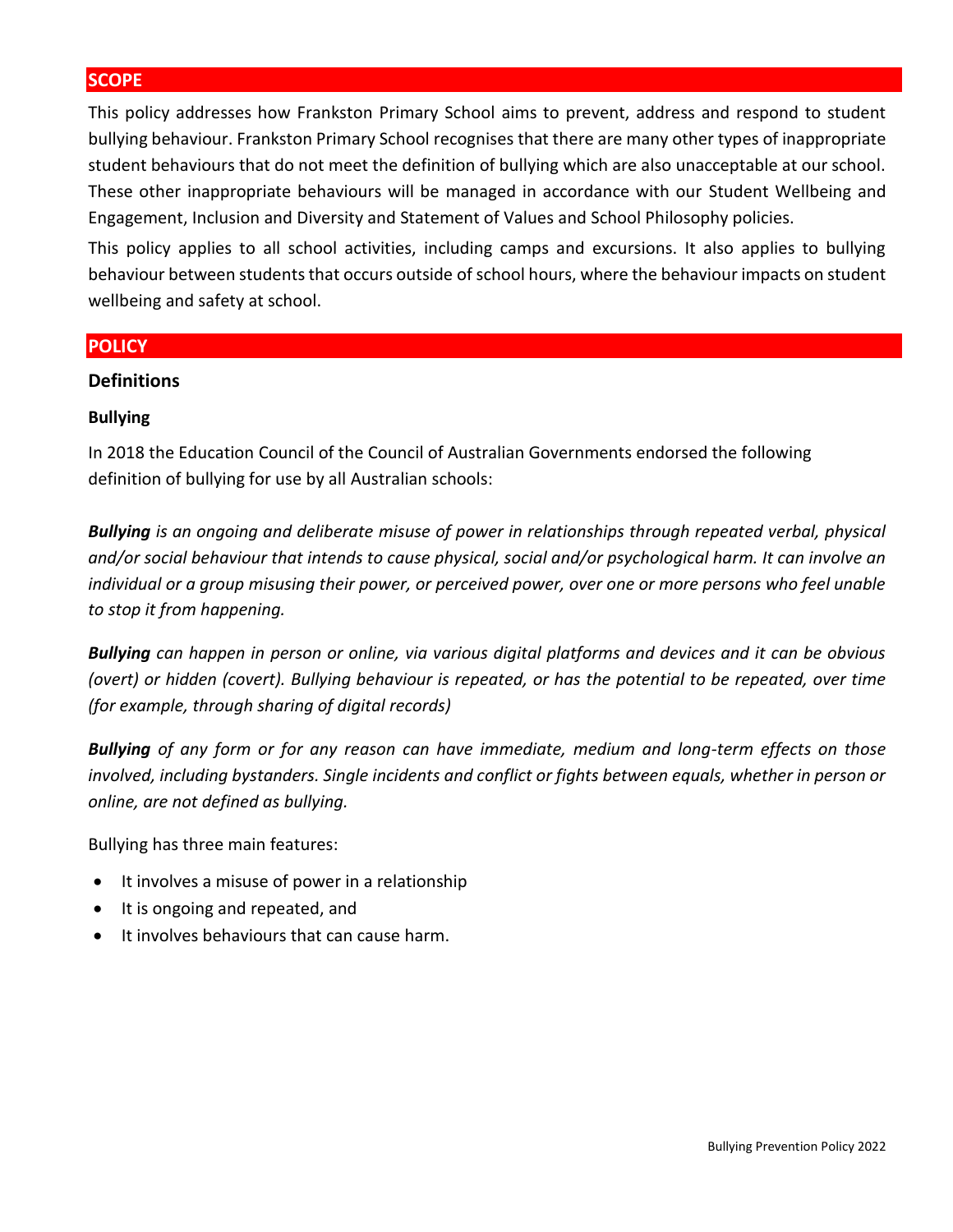## SCOPE

This policy addresses how Frankston Primary School aims to prevent, address and respond to student bullying behaviour. Frankston Primary School recognises that there are many other types of inappropriate student behaviours that do not meet the definition of bullying which are also unacceptable at our school. These other inappropriate behaviours will be managed in accordance with our Student Wellbeing and Engagement, Inclusion and Diversity and Statement of Values and School Philosophy policies.

This policy applies to all school activities, including camps and excursions. It also applies to bullying behaviour between students that occurs outside of school hours, where the behaviour impacts on student wellbeing and safety at school.

## POLICY

### Definitions

**Bullying**

In 2018 the Education Council of the Council of Australian Governments endorsed the following definition of bullying for use by all Australian schools:

***Bullying*** *is an ongoing and deliberate misuse of power in relationships through repeated verbal, physical and/or social behaviour that intends to cause physical, social and/or psychological harm. It can involve an individual or a group misusing their power, or perceived power, over one or more persons who feel unable to stop it from happening.*

***Bullying*** *can happen in person or online, via various digital platforms and devices and it can be obvious (overt) or hidden (covert). Bullying behaviour is repeated, or has the potential to be repeated, over time (for example, through sharing of digital records)*

***Bullying*** *of any form or for any reason can have immediate, medium and long-term effects on those involved, including bystanders. Single incidents and conflict or fights between equals, whether in person or online, are not defined as bullying.*

Bullying has three main features:

- It involves a misuse of power in a relationship
- It is ongoing and repeated, and
- It involves behaviours that can cause harm.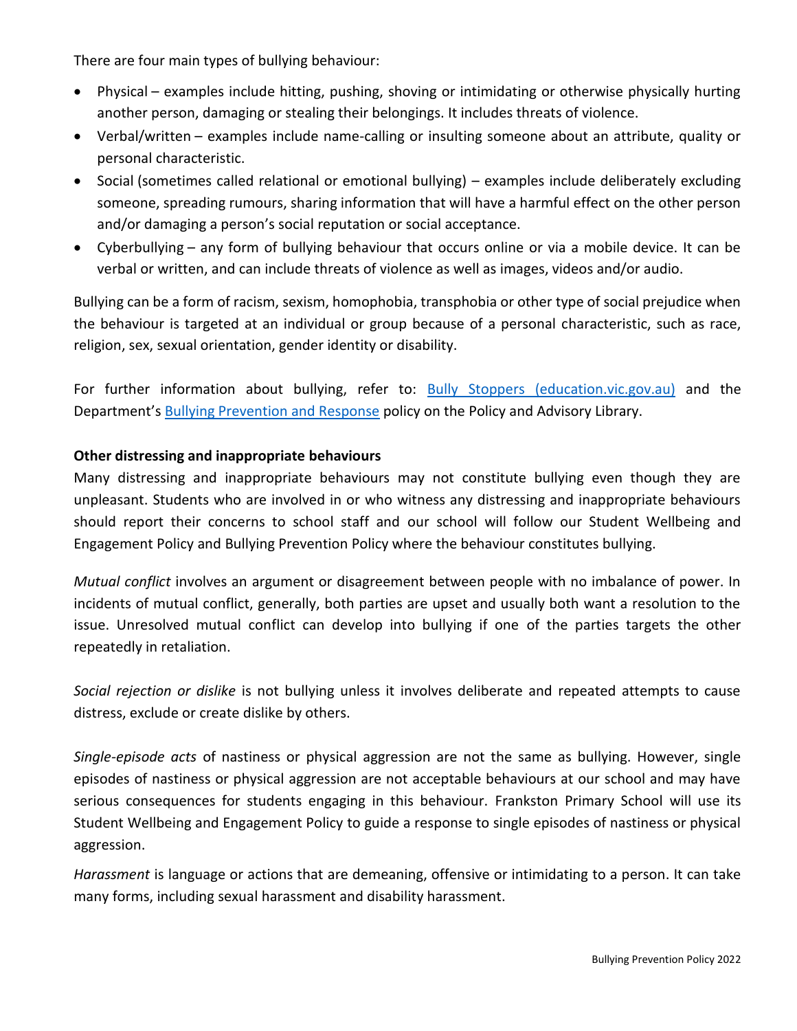There are four main types of bullying behaviour:

- Physical – examples include hitting, pushing, shoving or intimidating or otherwise physically hurting another person, damaging or stealing their belongings. It includes threats of violence.
- Verbal/written – examples include name-calling or insulting someone about an attribute, quality or personal characteristic.
- Social (sometimes called relational or emotional bullying) – examples include deliberately excluding someone, spreading rumours, sharing information that will have a harmful effect on the other person and/or damaging a person's social reputation or social acceptance.
- Cyberbullying – any form of bullying behaviour that occurs online or via a mobile device. It can be verbal or written, and can include threats of violence as well as images, videos and/or audio.

Bullying can be a form of racism, sexism, homophobia, transphobia or other type of social prejudice when the behaviour is targeted at an individual or group because of a personal characteristic, such as race, religion, sex, sexual orientation, gender identity or disability.

For further information about bullying, refer to: Bully Stoppers (education.vic.gov.au) and the Department's Bullying Prevention and Response policy on the Policy and Advisory Library.

**Other distressing and inappropriate behaviours**

Many distressing and inappropriate behaviours may not constitute bullying even though they are unpleasant. Students who are involved in or who witness any distressing and inappropriate behaviours should report their concerns to school staff and our school will follow our Student Wellbeing and Engagement Policy and Bullying Prevention Policy where the behaviour constitutes bullying.

*Mutual conflict* involves an argument or disagreement between people with no imbalance of power. In incidents of mutual conflict, generally, both parties are upset and usually both want a resolution to the issue. Unresolved mutual conflict can develop into bullying if one of the parties targets the other repeatedly in retaliation.

*Social rejection or dislike* is not bullying unless it involves deliberate and repeated attempts to cause distress, exclude or create dislike by others.

*Single-episode acts* of nastiness or physical aggression are not the same as bullying. However, single episodes of nastiness or physical aggression are not acceptable behaviours at our school and may have serious consequences for students engaging in this behaviour. Frankston Primary School will use its Student Wellbeing and Engagement Policy to guide a response to single episodes of nastiness or physical aggression.

*Harassment* is language or actions that are demeaning, offensive or intimidating to a person. It can take many forms, including sexual harassment and disability harassment.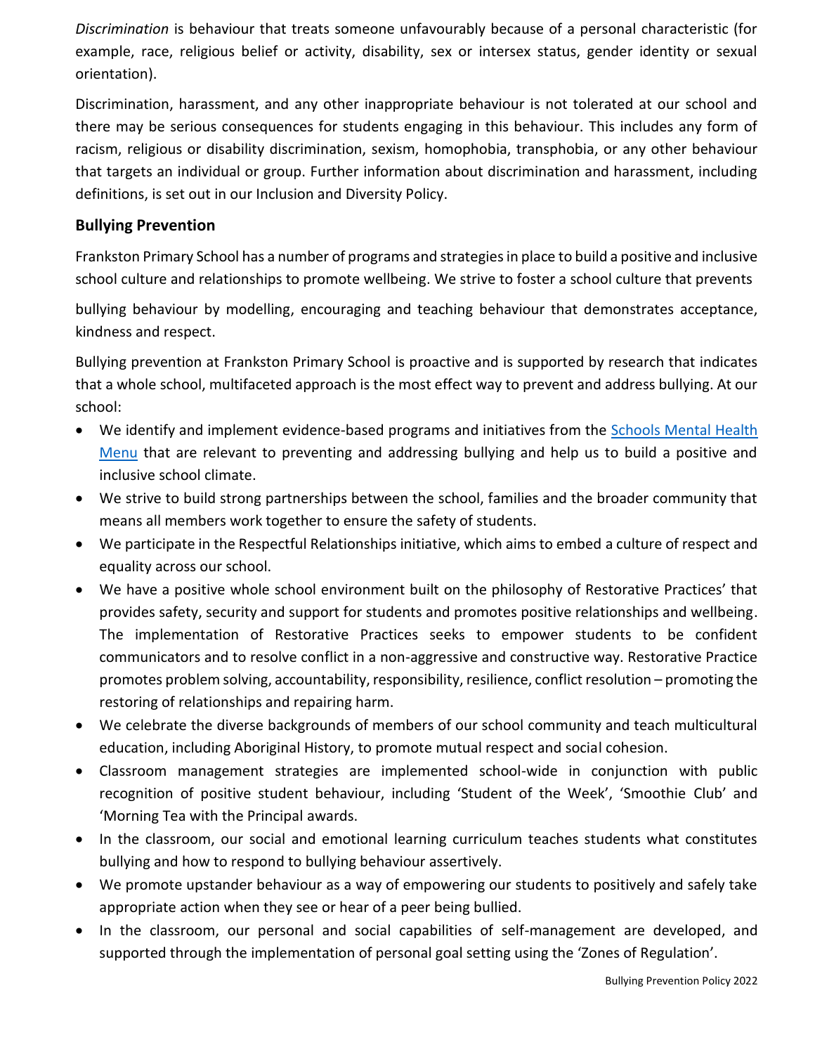*Discrimination* is behaviour that treats someone unfavourably because of a personal characteristic (for example, race, religious belief or activity, disability, sex or intersex status, gender identity or sexual orientation).

Discrimination, harassment, and any other inappropriate behaviour is not tolerated at our school and there may be serious consequences for students engaging in this behaviour. This includes any form of racism, religious or disability discrimination, sexism, homophobia, transphobia, or any other behaviour that targets an individual or group. Further information about discrimination and harassment, including definitions, is set out in our Inclusion and Diversity Policy.

### Bullying Prevention

Frankston Primary School has a number of programs and strategies in place to build a positive and inclusive school culture and relationships to promote wellbeing. We strive to foster a school culture that prevents bullying behaviour by modelling, encouraging and teaching behaviour that demonstrates acceptance, kindness and respect.

Bullying prevention at Frankston Primary School is proactive and is supported by research that indicates that a whole school, multifaceted approach is the most effect way to prevent and address bullying. At our school:

- We identify and implement evidence-based programs and initiatives from the [Schools Mental Health Menu]() that are relevant to preventing and addressing bullying and help us to build a positive and inclusive school climate.
- We strive to build strong partnerships between the school, families and the broader community that means all members work together to ensure the safety of students.
- We participate in the Respectful Relationships initiative, which aims to embed a culture of respect and equality across our school.
- We have a positive whole school environment built on the philosophy of Restorative Practices' that provides safety, security and support for students and promotes positive relationships and wellbeing. The implementation of Restorative Practices seeks to empower students to be confident communicators and to resolve conflict in a non-aggressive and constructive way. Restorative Practice promotes problem solving, accountability, responsibility, resilience, conflict resolution – promoting the restoring of relationships and repairing harm.
- We celebrate the diverse backgrounds of members of our school community and teach multicultural education, including Aboriginal History, to promote mutual respect and social cohesion.
- Classroom management strategies are implemented school-wide in conjunction with public recognition of positive student behaviour, including 'Student of the Week', 'Smoothie Club' and 'Morning Tea with the Principal awards.
- In the classroom, our social and emotional learning curriculum teaches students what constitutes bullying and how to respond to bullying behaviour assertively.
- We promote upstander behaviour as a way of empowering our students to positively and safely take appropriate action when they see or hear of a peer being bullied.
- In the classroom, our personal and social capabilities of self-management are developed, and supported through the implementation of personal goal setting using the 'Zones of Regulation'.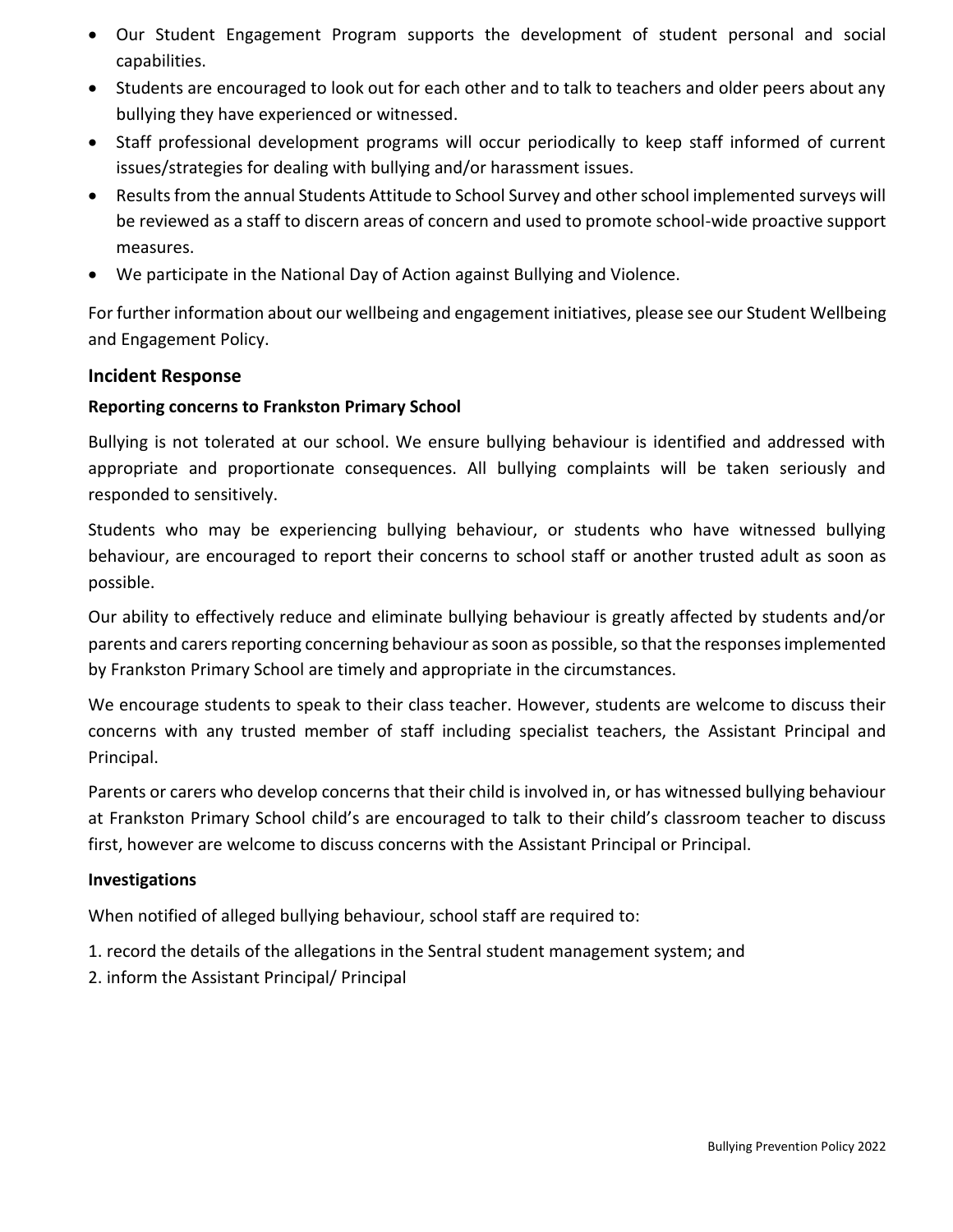- Our Student Engagement Program supports the development of student personal and social capabilities.
- Students are encouraged to look out for each other and to talk to teachers and older peers about any bullying they have experienced or witnessed.
- Staff professional development programs will occur periodically to keep staff informed of current issues/strategies for dealing with bullying and/or harassment issues.
- Results from the annual Students Attitude to School Survey and other school implemented surveys will be reviewed as a staff to discern areas of concern and used to promote school-wide proactive support measures.
- We participate in the National Day of Action against Bullying and Violence.

For further information about our wellbeing and engagement initiatives, please see our Student Wellbeing and Engagement Policy.

## Incident Response

### Reporting concerns to Frankston Primary School

Bullying is not tolerated at our school. We ensure bullying behaviour is identified and addressed with appropriate and proportionate consequences. All bullying complaints will be taken seriously and responded to sensitively.

Students who may be experiencing bullying behaviour, or students who have witnessed bullying behaviour, are encouraged to report their concerns to school staff or another trusted adult as soon as possible.

Our ability to effectively reduce and eliminate bullying behaviour is greatly affected by students and/or parents and carers reporting concerning behaviour as soon as possible, so that the responses implemented by Frankston Primary School are timely and appropriate in the circumstances.

We encourage students to speak to their class teacher. However, students are welcome to discuss their concerns with any trusted member of staff including specialist teachers, the Assistant Principal and Principal.

Parents or carers who develop concerns that their child is involved in, or has witnessed bullying behaviour at Frankston Primary School child's are encouraged to talk to their child's classroom teacher to discuss first, however are welcome to discuss concerns with the Assistant Principal or Principal.

### Investigations

When notified of alleged bullying behaviour, school staff are required to:

1. record the details of the allegations in the Sentral student management system; and
2. inform the Assistant Principal/ Principal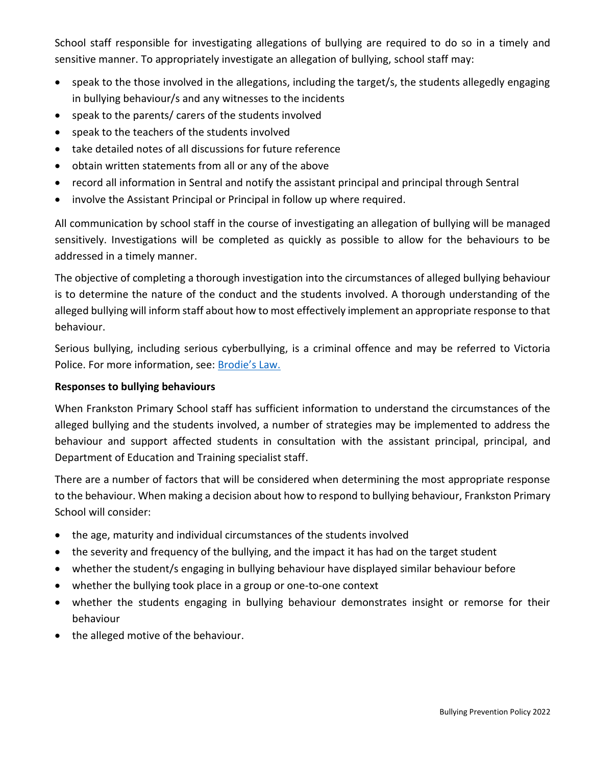School staff responsible for investigating allegations of bullying are required to do so in a timely and sensitive manner. To appropriately investigate an allegation of bullying, school staff may:

- speak to the those involved in the allegations, including the target/s, the students allegedly engaging in bullying behaviour/s and any witnesses to the incidents
- speak to the parents/ carers of the students involved
- speak to the teachers of the students involved
- take detailed notes of all discussions for future reference
- obtain written statements from all or any of the above
- record all information in Sentral and notify the assistant principal and principal through Sentral
- involve the Assistant Principal or Principal in follow up where required.

All communication by school staff in the course of investigating an allegation of bullying will be managed sensitively. Investigations will be completed as quickly as possible to allow for the behaviours to be addressed in a timely manner.

The objective of completing a thorough investigation into the circumstances of alleged bullying behaviour is to determine the nature of the conduct and the students involved. A thorough understanding of the alleged bullying will inform staff about how to most effectively implement an appropriate response to that behaviour.

Serious bullying, including serious cyberbullying, is a criminal offence and may be referred to Victoria Police. For more information, see: Brodie's Law.

**Responses to bullying behaviours**

When Frankston Primary School staff has sufficient information to understand the circumstances of the alleged bullying and the students involved, a number of strategies may be implemented to address the behaviour and support affected students in consultation with the assistant principal, principal, and Department of Education and Training specialist staff.

There are a number of factors that will be considered when determining the most appropriate response to the behaviour. When making a decision about how to respond to bullying behaviour, Frankston Primary School will consider:

- the age, maturity and individual circumstances of the students involved
- the severity and frequency of the bullying, and the impact it has had on the target student
- whether the student/s engaging in bullying behaviour have displayed similar behaviour before
- whether the bullying took place in a group or one-to-one context
- whether the students engaging in bullying behaviour demonstrates insight or remorse for their behaviour
- the alleged motive of the behaviour.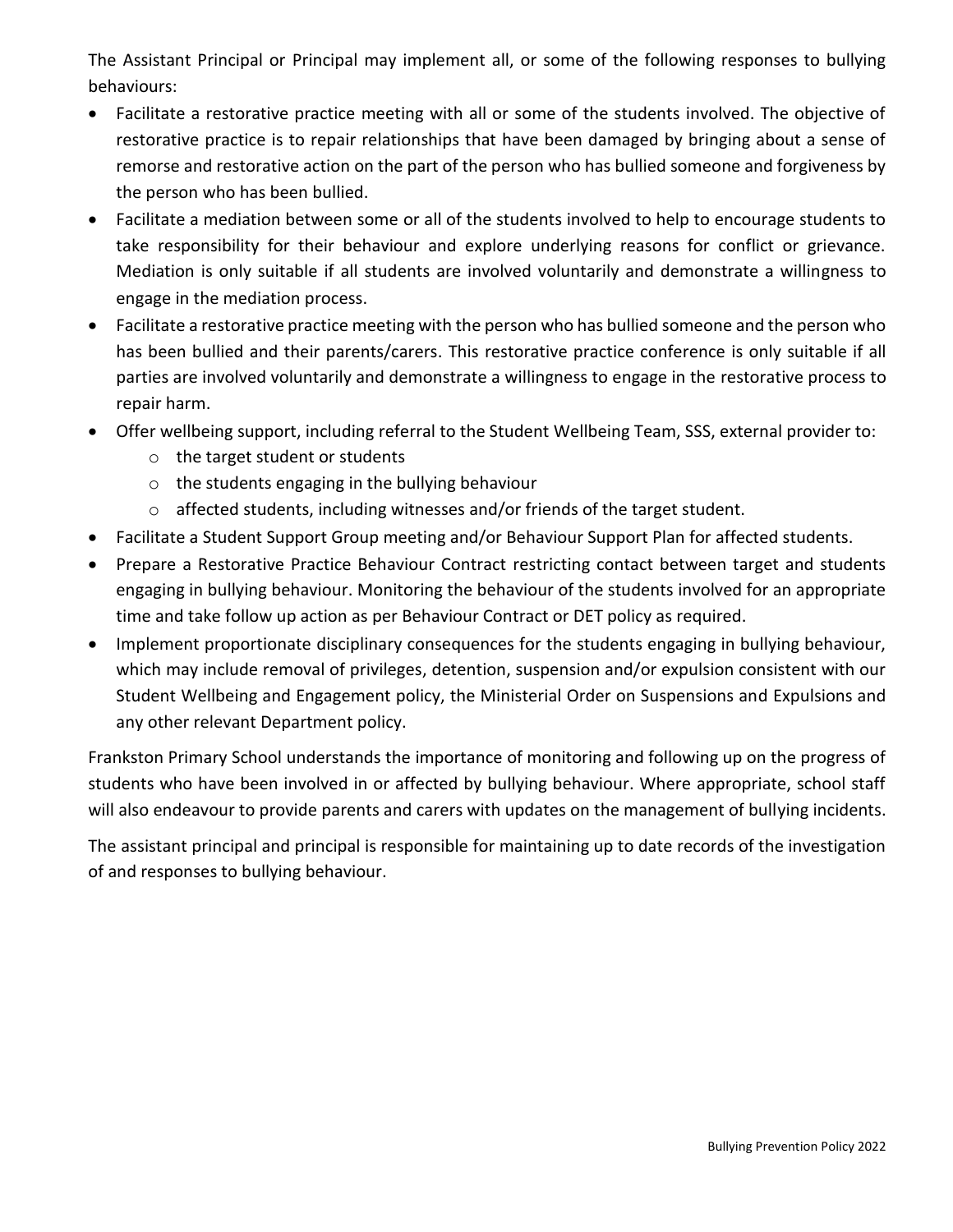The Assistant Principal or Principal may implement all, or some of the following responses to bullying behaviours:

- Facilitate a restorative practice meeting with all or some of the students involved. The objective of restorative practice is to repair relationships that have been damaged by bringing about a sense of remorse and restorative action on the part of the person who has bullied someone and forgiveness by the person who has been bullied.
- Facilitate a mediation between some or all of the students involved to help to encourage students to take responsibility for their behaviour and explore underlying reasons for conflict or grievance. Mediation is only suitable if all students are involved voluntarily and demonstrate a willingness to engage in the mediation process.
- Facilitate a restorative practice meeting with the person who has bullied someone and the person who has been bullied and their parents/carers. This restorative practice conference is only suitable if all parties are involved voluntarily and demonstrate a willingness to engage in the restorative process to repair harm.
- Offer wellbeing support, including referral to the Student Wellbeing Team, SSS, external provider to:
    - the target student or students
    - the students engaging in the bullying behaviour
    - affected students, including witnesses and/or friends of the target student.
- Facilitate a Student Support Group meeting and/or Behaviour Support Plan for affected students.
- Prepare a Restorative Practice Behaviour Contract restricting contact between target and students engaging in bullying behaviour. Monitoring the behaviour of the students involved for an appropriate time and take follow up action as per Behaviour Contract or DET policy as required.
- Implement proportionate disciplinary consequences for the students engaging in bullying behaviour, which may include removal of privileges, detention, suspension and/or expulsion consistent with our Student Wellbeing and Engagement policy, the Ministerial Order on Suspensions and Expulsions and any other relevant Department policy.

Frankston Primary School understands the importance of monitoring and following up on the progress of students who have been involved in or affected by bullying behaviour. Where appropriate, school staff will also endeavour to provide parents and carers with updates on the management of bullying incidents.

The assistant principal and principal is responsible for maintaining up to date records of the investigation of and responses to bullying behaviour.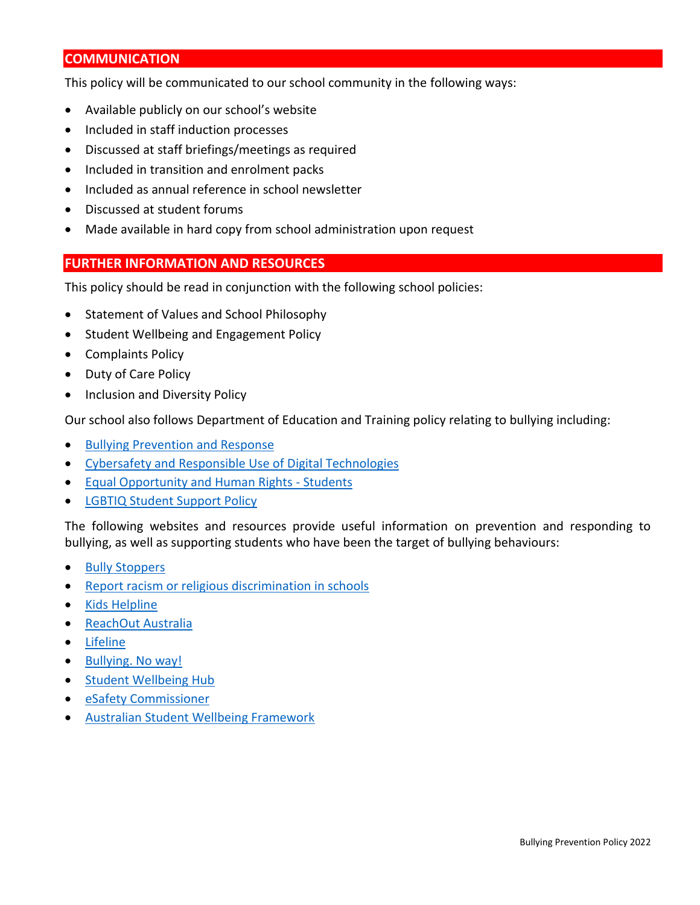## COMMUNICATION

This policy will be communicated to our school community in the following ways:

- Available publicly on our school's website
- Included in staff induction processes
- Discussed at staff briefings/meetings as required
- Included in transition and enrolment packs
- Included as annual reference in school newsletter
- Discussed at student forums
- Made available in hard copy from school administration upon request

## FURTHER INFORMATION AND RESOURCES

This policy should be read in conjunction with the following school policies:

- Statement of Values and School Philosophy
- Student Wellbeing and Engagement Policy
- Complaints Policy
- Duty of Care Policy
- Inclusion and Diversity Policy

Our school also follows Department of Education and Training policy relating to bullying including:

- Bullying Prevention and Response
- Cybersafety and Responsible Use of Digital Technologies
- Equal Opportunity and Human Rights - Students
- LGBTIQ Student Support Policy

The following websites and resources provide useful information on prevention and responding to bullying, as well as supporting students who have been the target of bullying behaviours:

- Bully Stoppers
- Report racism or religious discrimination in schools
- Kids Helpline
- ReachOut Australia
- Lifeline
- Bullying. No way!
- Student Wellbeing Hub
- eSafety Commissioner
- Australian Student Wellbeing Framework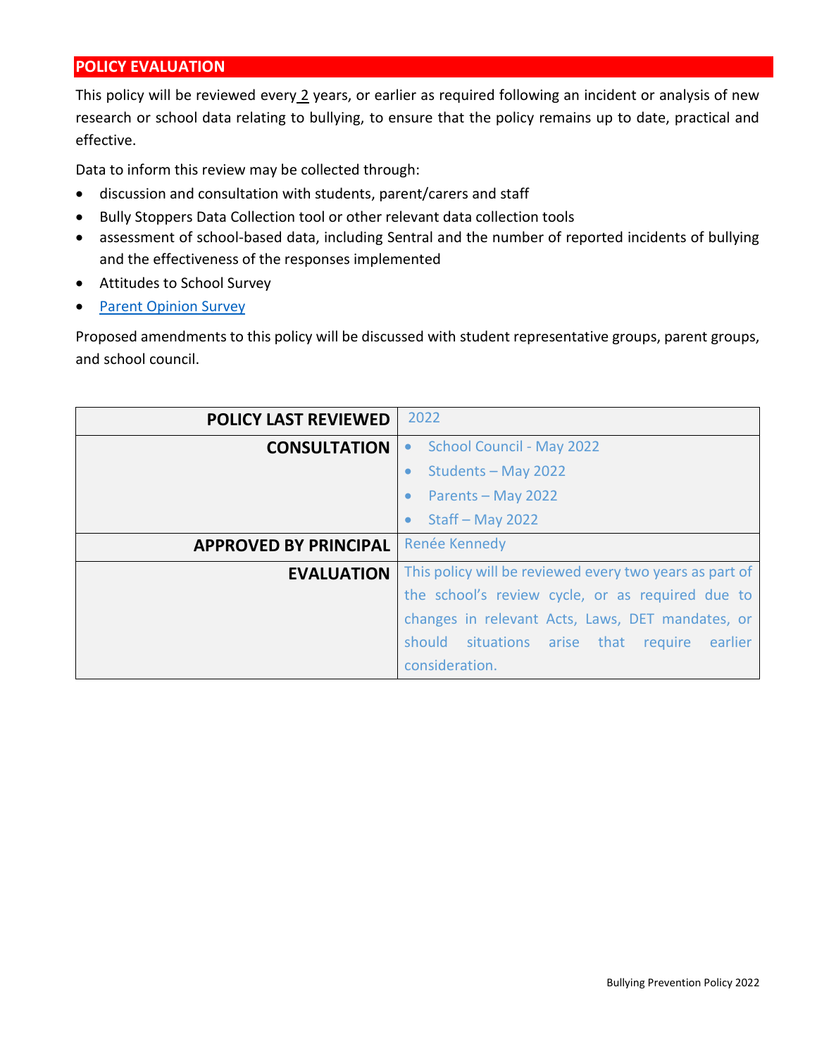## POLICY EVALUATION

This policy will be reviewed every 2 years, or earlier as required following an incident or analysis of new research or school data relating to bullying, to ensure that the policy remains up to date, practical and effective.

Data to inform this review may be collected through:

- discussion and consultation with students, parent/carers and staff
- Bully Stoppers Data Collection tool or other relevant data collection tools
- assessment of school-based data, including Sentral and the number of reported incidents of bullying and the effectiveness of the responses implemented
- Attitudes to School Survey
- [Parent Opinion Survey]

Proposed amendments to this policy will be discussed with student representative groups, parent groups, and school council.

| | |
|---|---|
| **POLICY LAST REVIEWED** | 2022 |
| **CONSULTATION** | • School Council - May 2022<br>• Students – May 2022<br>• Parents – May 2022<br>• Staff – May 2022 |
| **APPROVED BY PRINCIPAL** | Renée Kennedy |
| **EVALUATION** | This policy will be reviewed every two years as part of the school's review cycle, or as required due to changes in relevant Acts, Laws, DET mandates, or should situations arise that require earlier consideration. |